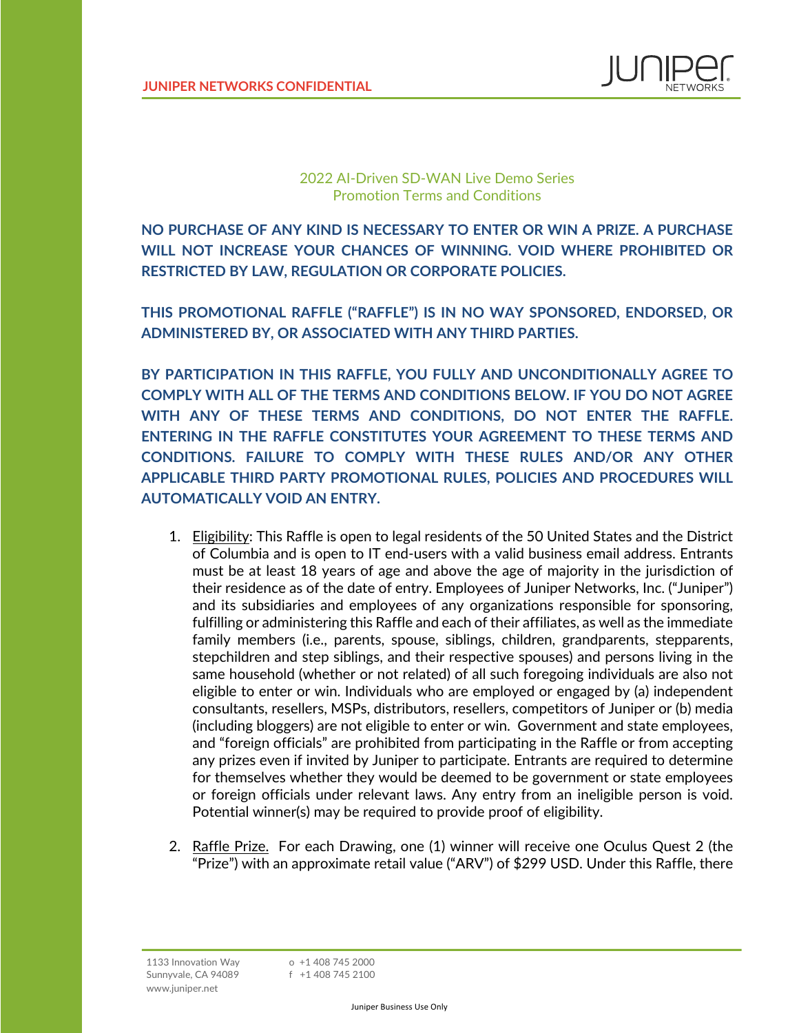## 2022 AI-Driven SD-WAN Live Demo Series
## Promotion Terms and Conditions

**NO PURCHASE OF ANY KIND IS NECESSARY TO ENTER OR WIN A PRIZE. A PURCHASE WILL NOT INCREASE YOUR CHANCES OF WINNING. VOID WHERE PROHIBITED OR RESTRICTED BY LAW, REGULATION OR CORPORATE POLICIES.**

**THIS PROMOTIONAL RAFFLE ("RAFFLE") IS IN NO WAY SPONSORED, ENDORSED, OR ADMINISTERED BY, OR ASSOCIATED WITH ANY THIRD PARTIES.**

**BY PARTICIPATION IN THIS RAFFLE, YOU FULLY AND UNCONDITIONALLY AGREE TO COMPLY WITH ALL OF THE TERMS AND CONDITIONS BELOW. IF YOU DO NOT AGREE WITH ANY OF THESE TERMS AND CONDITIONS, DO NOT ENTER THE RAFFLE. ENTERING IN THE RAFFLE CONSTITUTES YOUR AGREEMENT TO THESE TERMS AND CONDITIONS. FAILURE TO COMPLY WITH THESE RULES AND/OR ANY OTHER APPLICABLE THIRD PARTY PROMOTIONAL RULES, POLICIES AND PROCEDURES WILL AUTOMATICALLY VOID AN ENTRY.**

1. <u>Eligibility</u>: This Raffle is open to legal residents of the 50 United States and the District of Columbia and is open to IT end-users with a valid business email address. Entrants must be at least 18 years of age and above the age of majority in the jurisdiction of their residence as of the date of entry. Employees of Juniper Networks, Inc. ("Juniper") and its subsidiaries and employees of any organizations responsible for sponsoring, fulfilling or administering this Raffle and each of their affiliates, as well as the immediate family members (i.e., parents, spouse, siblings, children, grandparents, stepparents, stepchildren and step siblings, and their respective spouses) and persons living in the same household (whether or not related) of all such foregoing individuals are also not eligible to enter or win. Individuals who are employed or engaged by (a) independent consultants, resellers, MSPs, distributors, resellers, competitors of Juniper or (b) media (including bloggers) are not eligible to enter or win. Government and state employees, and "foreign officials" are prohibited from participating in the Raffle or from accepting any prizes even if invited by Juniper to participate. Entrants are required to determine for themselves whether they would be deemed to be government or state employees or foreign officials under relevant laws. Any entry from an ineligible person is void. Potential winner(s) may be required to provide proof of eligibility.

2. <u>Raffle Prize.</u> For each Drawing, one (1) winner will receive one Oculus Quest 2 (the "Prize") with an approximate retail value ("ARV") of $299 USD. Under this Raffle, there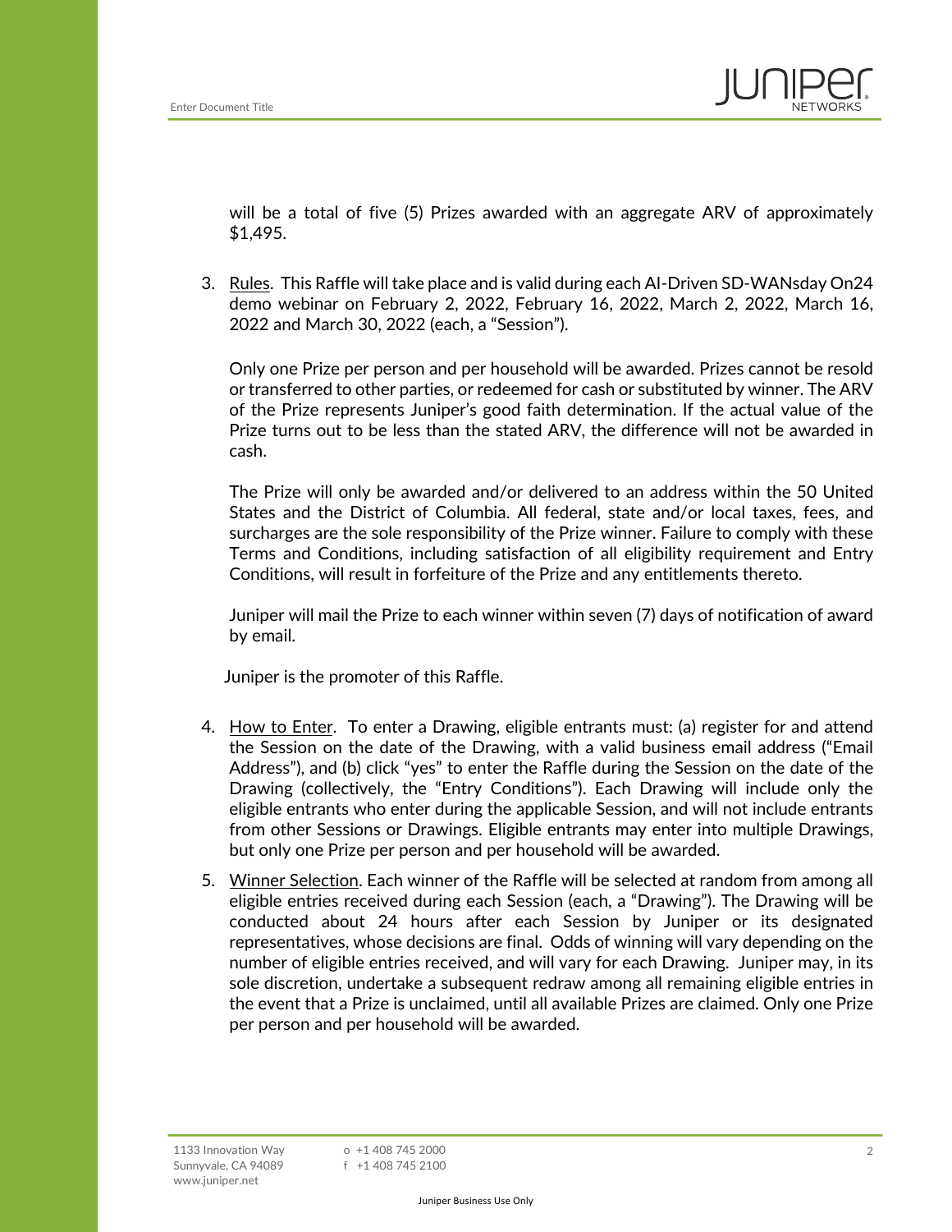will be a total of five (5) Prizes awarded with an aggregate ARV of approximately $1,495.

3. Rules. This Raffle will take place and is valid during each AI-Driven SD-WANsday On24 demo webinar on February 2, 2022, February 16, 2022, March 2, 2022, March 16, 2022 and March 30, 2022 (each, a "Session").

   Only one Prize per person and per household will be awarded. Prizes cannot be resold or transferred to other parties, or redeemed for cash or substituted by winner. The ARV of the Prize represents Juniper's good faith determination. If the actual value of the Prize turns out to be less than the stated ARV, the difference will not be awarded in cash.

   The Prize will only be awarded and/or delivered to an address within the 50 United States and the District of Columbia. All federal, state and/or local taxes, fees, and surcharges are the sole responsibility of the Prize winner. Failure to comply with these Terms and Conditions, including satisfaction of all eligibility requirement and Entry Conditions, will result in forfeiture of the Prize and any entitlements thereto.

   Juniper will mail the Prize to each winner within seven (7) days of notification of award by email.

   Juniper is the promoter of this Raffle.

4. How to Enter. To enter a Drawing, eligible entrants must: (a) register for and attend the Session on the date of the Drawing, with a valid business email address ("Email Address"), and (b) click "yes" to enter the Raffle during the Session on the date of the Drawing (collectively, the "Entry Conditions"). Each Drawing will include only the eligible entrants who enter during the applicable Session, and will not include entrants from other Sessions or Drawings. Eligible entrants may enter into multiple Drawings, but only one Prize per person and per household will be awarded.

5. Winner Selection. Each winner of the Raffle will be selected at random from among all eligible entries received during each Session (each, a "Drawing"). The Drawing will be conducted about 24 hours after each Session by Juniper or its designated representatives, whose decisions are final. Odds of winning will vary depending on the number of eligible entries received, and will vary for each Drawing. Juniper may, in its sole discretion, undertake a subsequent redraw among all remaining eligible entries in the event that a Prize is unclaimed, until all available Prizes are claimed. Only one Prize per person and per household will be awarded.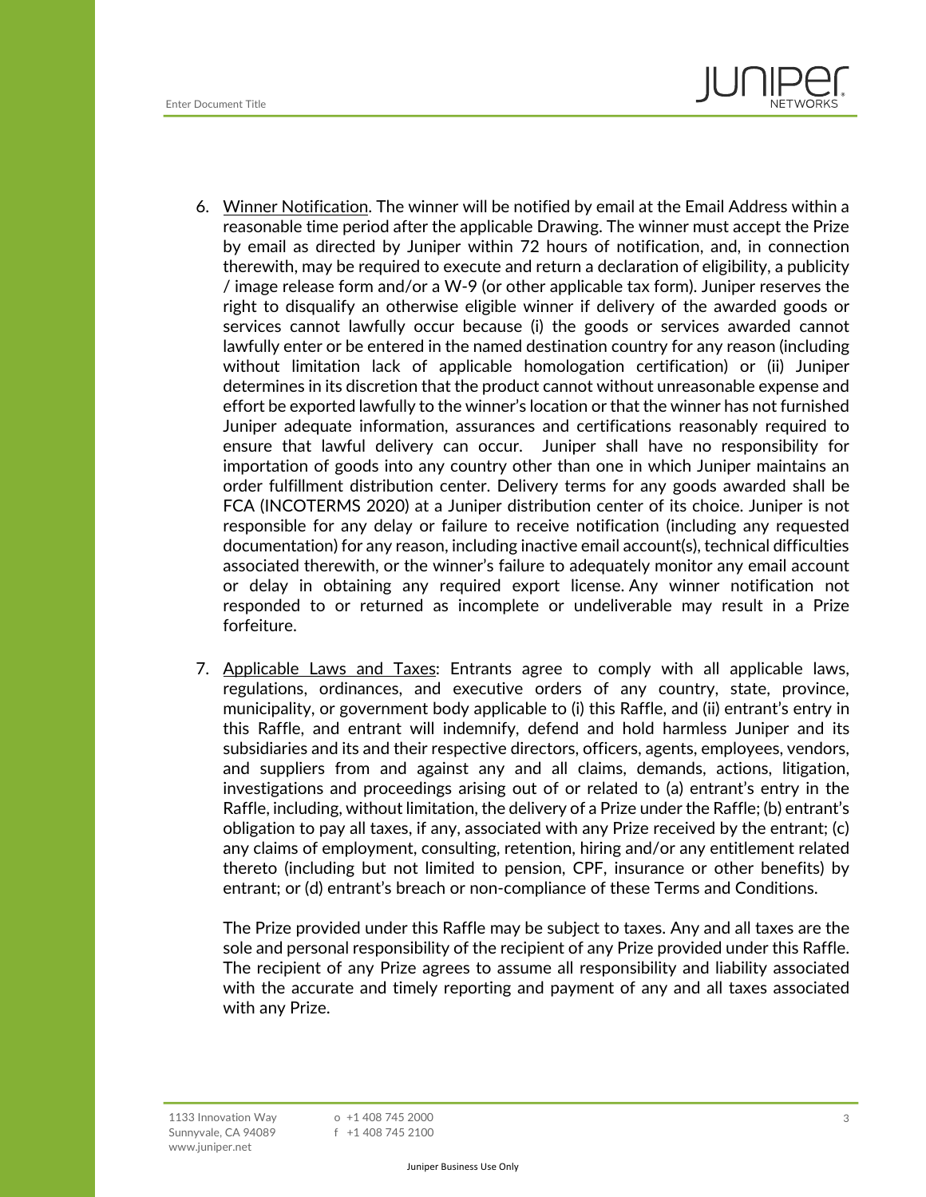6. Winner Notification. The winner will be notified by email at the Email Address within a reasonable time period after the applicable Drawing. The winner must accept the Prize by email as directed by Juniper within 72 hours of notification, and, in connection therewith, may be required to execute and return a declaration of eligibility, a publicity / image release form and/or a W-9 (or other applicable tax form). Juniper reserves the right to disqualify an otherwise eligible winner if delivery of the awarded goods or services cannot lawfully occur because (i) the goods or services awarded cannot lawfully enter or be entered in the named destination country for any reason (including without limitation lack of applicable homologation certification) or (ii) Juniper determines in its discretion that the product cannot without unreasonable expense and effort be exported lawfully to the winner's location or that the winner has not furnished Juniper adequate information, assurances and certifications reasonably required to ensure that lawful delivery can occur. Juniper shall have no responsibility for importation of goods into any country other than one in which Juniper maintains an order fulfillment distribution center. Delivery terms for any goods awarded shall be FCA (INCOTERMS 2020) at a Juniper distribution center of its choice. Juniper is not responsible for any delay or failure to receive notification (including any requested documentation) for any reason, including inactive email account(s), technical difficulties associated therewith, or the winner's failure to adequately monitor any email account or delay in obtaining any required export license. Any winner notification not responded to or returned as incomplete or undeliverable may result in a Prize forfeiture.

7. Applicable Laws and Taxes: Entrants agree to comply with all applicable laws, regulations, ordinances, and executive orders of any country, state, province, municipality, or government body applicable to (i) this Raffle, and (ii) entrant's entry in this Raffle, and entrant will indemnify, defend and hold harmless Juniper and its subsidiaries and its and their respective directors, officers, agents, employees, vendors, and suppliers from and against any and all claims, demands, actions, litigation, investigations and proceedings arising out of or related to (a) entrant's entry in the Raffle, including, without limitation, the delivery of a Prize under the Raffle; (b) entrant's obligation to pay all taxes, if any, associated with any Prize received by the entrant; (c) any claims of employment, consulting, retention, hiring and/or any entitlement related thereto (including but not limited to pension, CPF, insurance or other benefits) by entrant; or (d) entrant's breach or non-compliance of these Terms and Conditions.

   The Prize provided under this Raffle may be subject to taxes. Any and all taxes are the sole and personal responsibility of the recipient of any Prize provided under this Raffle. The recipient of any Prize agrees to assume all responsibility and liability associated with the accurate and timely reporting and payment of any and all taxes associated with any Prize.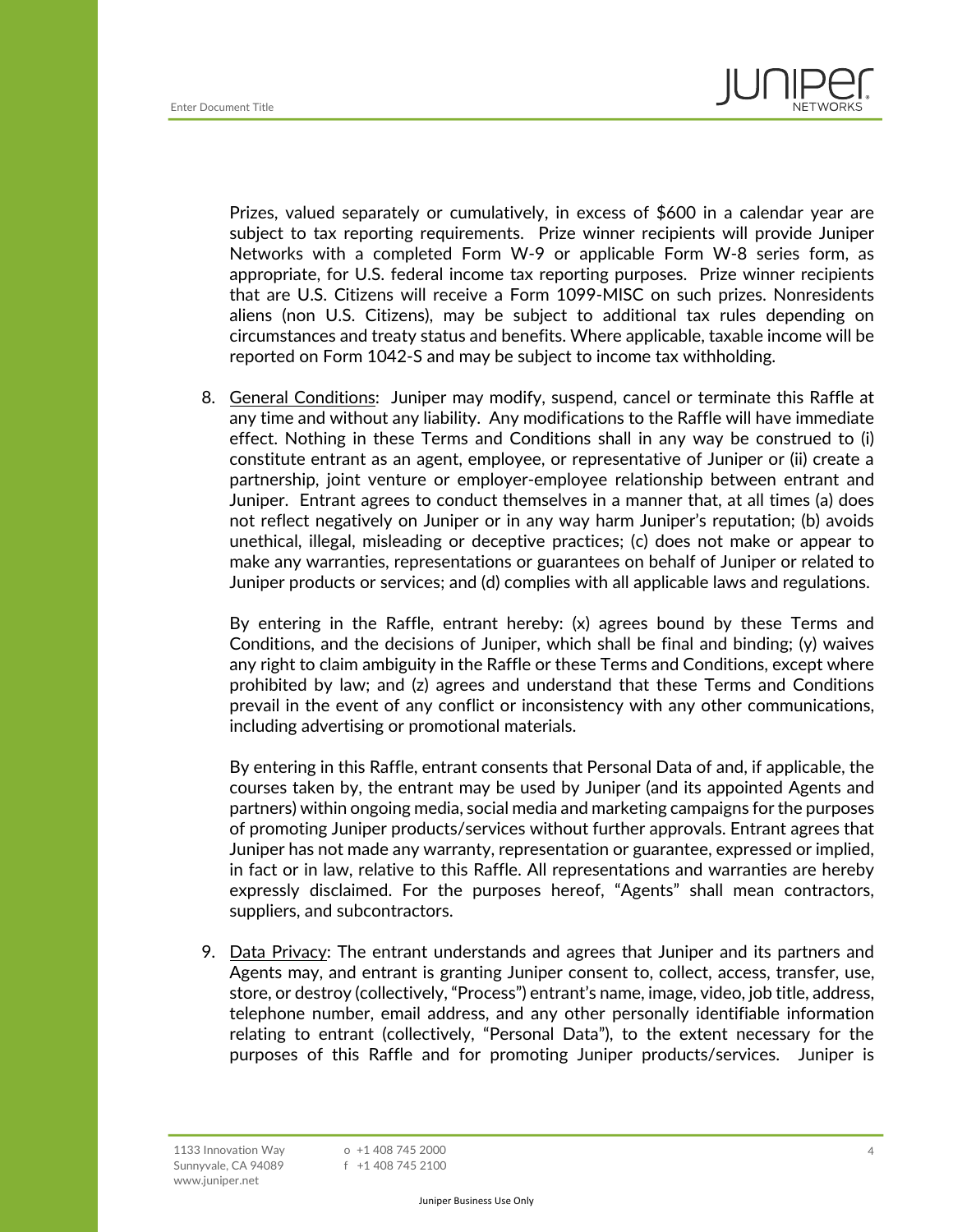Prizes, valued separately or cumulatively, in excess of $600 in a calendar year are subject to tax reporting requirements. Prize winner recipients will provide Juniper Networks with a completed Form W-9 or applicable Form W-8 series form, as appropriate, for U.S. federal income tax reporting purposes. Prize winner recipients that are U.S. Citizens will receive a Form 1099-MISC on such prizes. Nonresidents aliens (non U.S. Citizens), may be subject to additional tax rules depending on circumstances and treaty status and benefits. Where applicable, taxable income will be reported on Form 1042-S and may be subject to income tax withholding.

8. General Conditions: Juniper may modify, suspend, cancel or terminate this Raffle at any time and without any liability. Any modifications to the Raffle will have immediate effect. Nothing in these Terms and Conditions shall in any way be construed to (i) constitute entrant as an agent, employee, or representative of Juniper or (ii) create a partnership, joint venture or employer-employee relationship between entrant and Juniper. Entrant agrees to conduct themselves in a manner that, at all times (a) does not reflect negatively on Juniper or in any way harm Juniper's reputation; (b) avoids unethical, illegal, misleading or deceptive practices; (c) does not make or appear to make any warranties, representations or guarantees on behalf of Juniper or related to Juniper products or services; and (d) complies with all applicable laws and regulations.

   By entering in the Raffle, entrant hereby: (x) agrees bound by these Terms and Conditions, and the decisions of Juniper, which shall be final and binding; (y) waives any right to claim ambiguity in the Raffle or these Terms and Conditions, except where prohibited by law; and (z) agrees and understand that these Terms and Conditions prevail in the event of any conflict or inconsistency with any other communications, including advertising or promotional materials.

   By entering in this Raffle, entrant consents that Personal Data of and, if applicable, the courses taken by, the entrant may be used by Juniper (and its appointed Agents and partners) within ongoing media, social media and marketing campaigns for the purposes of promoting Juniper products/services without further approvals. Entrant agrees that Juniper has not made any warranty, representation or guarantee, expressed or implied, in fact or in law, relative to this Raffle. All representations and warranties are hereby expressly disclaimed. For the purposes hereof, "Agents" shall mean contractors, suppliers, and subcontractors.

9. Data Privacy: The entrant understands and agrees that Juniper and its partners and Agents may, and entrant is granting Juniper consent to, collect, access, transfer, use, store, or destroy (collectively, "Process") entrant's name, image, video, job title, address, telephone number, email address, and any other personally identifiable information relating to entrant (collectively, "Personal Data"), to the extent necessary for the purposes of this Raffle and for promoting Juniper products/services. Juniper is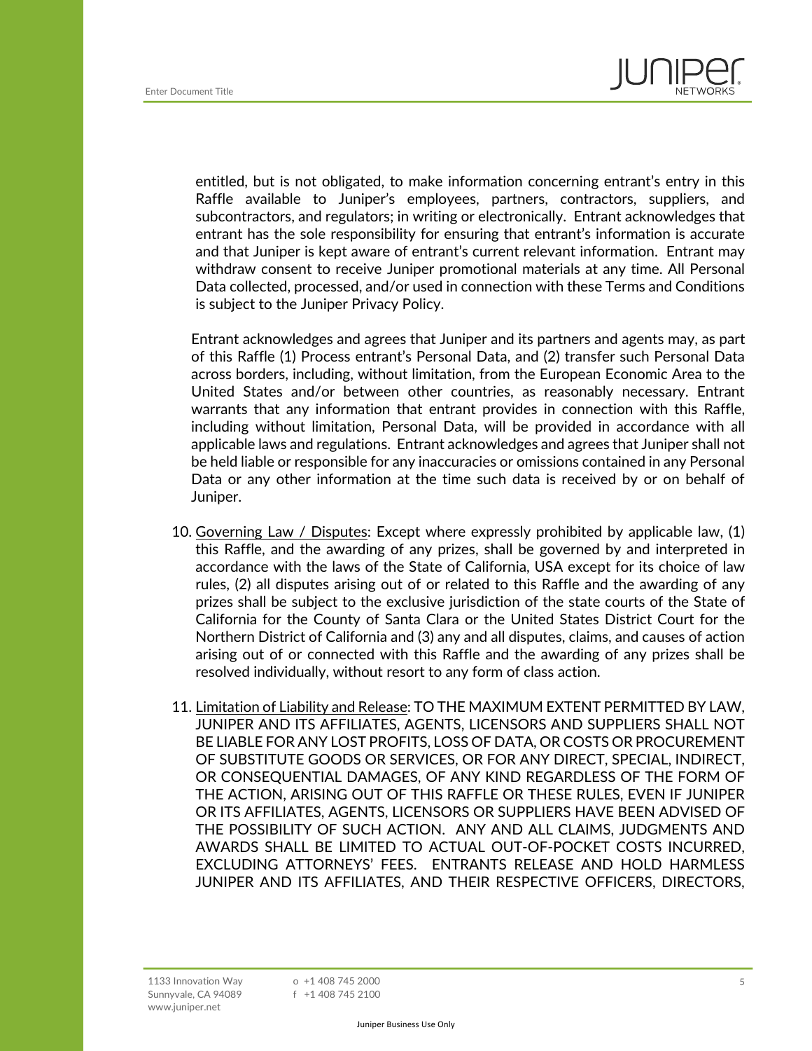entitled, but is not obligated, to make information concerning entrant's entry in this Raffle available to Juniper's employees, partners, contractors, suppliers, and subcontractors, and regulators; in writing or electronically. Entrant acknowledges that entrant has the sole responsibility for ensuring that entrant's information is accurate and that Juniper is kept aware of entrant's current relevant information. Entrant may withdraw consent to receive Juniper promotional materials at any time. All Personal Data collected, processed, and/or used in connection with these Terms and Conditions is subject to the Juniper Privacy Policy.

Entrant acknowledges and agrees that Juniper and its partners and agents may, as part of this Raffle (1) Process entrant's Personal Data, and (2) transfer such Personal Data across borders, including, without limitation, from the European Economic Area to the United States and/or between other countries, as reasonably necessary. Entrant warrants that any information that entrant provides in connection with this Raffle, including without limitation, Personal Data, will be provided in accordance with all applicable laws and regulations. Entrant acknowledges and agrees that Juniper shall not be held liable or responsible for any inaccuracies or omissions contained in any Personal Data or any other information at the time such data is received by or on behalf of Juniper.

10. <u>Governing Law / Disputes</u>: Except where expressly prohibited by applicable law, (1) this Raffle, and the awarding of any prizes, shall be governed by and interpreted in accordance with the laws of the State of California, USA except for its choice of law rules, (2) all disputes arising out of or related to this Raffle and the awarding of any prizes shall be subject to the exclusive jurisdiction of the state courts of the State of California for the County of Santa Clara or the United States District Court for the Northern District of California and (3) any and all disputes, claims, and causes of action arising out of or connected with this Raffle and the awarding of any prizes shall be resolved individually, without resort to any form of class action.

11. <u>Limitation of Liability and Release</u>: TO THE MAXIMUM EXTENT PERMITTED BY LAW, JUNIPER AND ITS AFFILIATES, AGENTS, LICENSORS AND SUPPLIERS SHALL NOT BE LIABLE FOR ANY LOST PROFITS, LOSS OF DATA, OR COSTS OR PROCUREMENT OF SUBSTITUTE GOODS OR SERVICES, OR FOR ANY DIRECT, SPECIAL, INDIRECT, OR CONSEQUENTIAL DAMAGES, OF ANY KIND REGARDLESS OF THE FORM OF THE ACTION, ARISING OUT OF THIS RAFFLE OR THESE RULES, EVEN IF JUNIPER OR ITS AFFILIATES, AGENTS, LICENSORS OR SUPPLIERS HAVE BEEN ADVISED OF THE POSSIBILITY OF SUCH ACTION. ANY AND ALL CLAIMS, JUDGMENTS AND AWARDS SHALL BE LIMITED TO ACTUAL OUT-OF-POCKET COSTS INCURRED, EXCLUDING ATTORNEYS' FEES. ENTRANTS RELEASE AND HOLD HARMLESS JUNIPER AND ITS AFFILIATES, AND THEIR RESPECTIVE OFFICERS, DIRECTORS,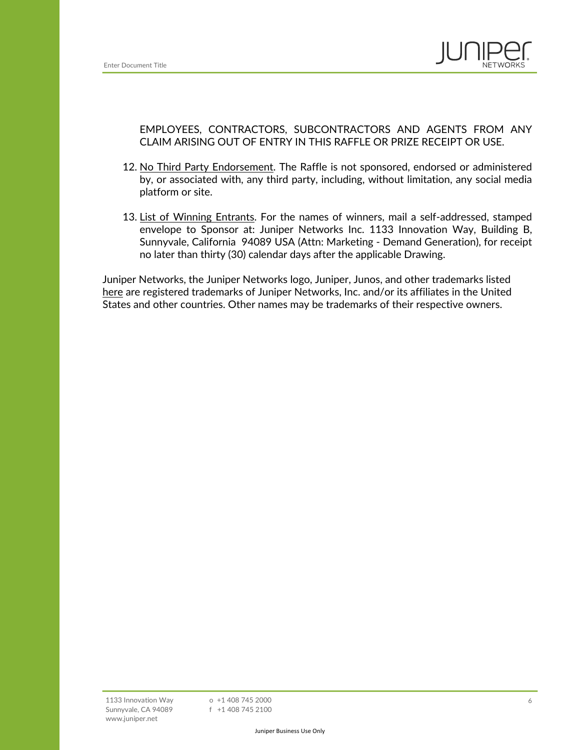EMPLOYEES, CONTRACTORS, SUBCONTRACTORS AND AGENTS FROM ANY CLAIM ARISING OUT OF ENTRY IN THIS RAFFLE OR PRIZE RECEIPT OR USE.

12. No Third Party Endorsement. The Raffle is not sponsored, endorsed or administered by, or associated with, any third party, including, without limitation, any social media platform or site.

13. List of Winning Entrants. For the names of winners, mail a self-addressed, stamped envelope to Sponsor at: Juniper Networks Inc. 1133 Innovation Way, Building B, Sunnyvale, California 94089 USA (Attn: Marketing - Demand Generation), for receipt no later than thirty (30) calendar days after the applicable Drawing.

Juniper Networks, the Juniper Networks logo, Juniper, Junos, and other trademarks listed here are registered trademarks of Juniper Networks, Inc. and/or its affiliates in the United States and other countries. Other names may be trademarks of their respective owners.